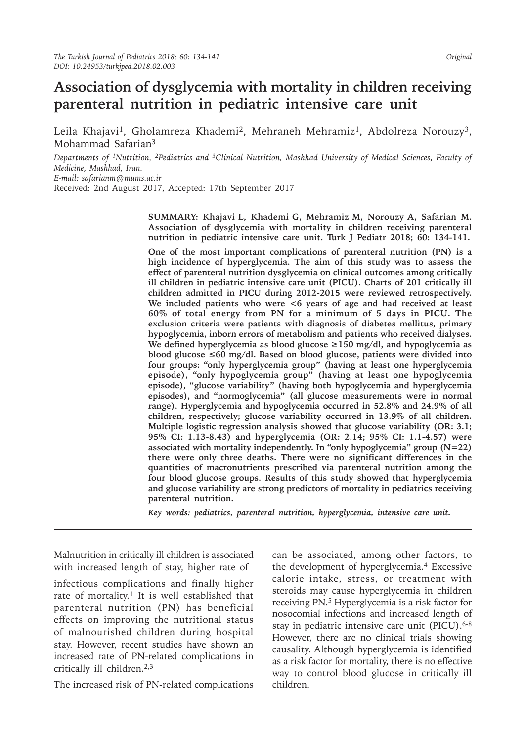# Association of dysglycemia with mortality in children receiving parenteral nutrition in pediatric intensive care unit

Leila Khajavi[1], Gholamreza Khademi[2], Mehraneh Mehramiz[1], Abdolreza Norouzy[3], Mohammad Safarian[3]

*Departments of [1]Nutrition, [2]Pediatrics and [3]Clinical Nutrition, Mashhad University of Medical Sciences, Faculty of Medicine, Mashhad, Iran.*
*E-mail: safarianm@mums.ac.ir*
Received: 2nd August 2017, Accepted: 17th September 2017

**SUMMARY: Khajavi L, Khademi G, Mehramiz M, Norouzy A, Safarian M. Association of dysglycemia with mortality in children receiving parenteral nutrition in pediatric intensive care unit. Turk J Pediatr 2018; 60: 134-141.**

**One of the most important complications of parenteral nutrition (PN) is a high incidence of hyperglycemia. The aim of this study was to assess the effect of parenteral nutrition dysglycemia on clinical outcomes among critically ill children in pediatric intensive care unit (PICU). Charts of 201 critically ill children admitted in PICU during 2012-2015 were reviewed retrospectively. We included patients who were <6 years of age and had received at least 60% of total energy from PN for a minimum of 5 days in PICU. The exclusion criteria were patients with diagnosis of diabetes mellitus, primary hypoglycemia, inborn errors of metabolism and patients who received dialyses. We defined hyperglycemia as blood glucose ≥150 mg/dl, and hypoglycemia as blood glucose ≤60 mg/dl. Based on blood glucose, patients were divided into four groups: "only hyperglycemia group" (having at least one hyperglycemia episode), "only hypoglycemia group" (having at least one hypoglycemia episode), "glucose variability" (having both hypoglycemia and hyperglycemia episodes), and "normoglycemia" (all glucose measurements were in normal range). Hyperglycemia and hypoglycemia occurred in 52.8% and 24.9% of all children, respectively; glucose variability occurred in 13.9% of all children. Multiple logistic regression analysis showed that glucose variability (OR: 3.1; 95% CI: 1.13-8.43) and hyperglycemia (OR: 2.14; 95% CI: 1.1-4.57) were associated with mortality independently. In "only hypoglycemia" group (N=22) there were only three deaths. There were no significant differences in the quantities of macronutrients prescribed via parenteral nutrition among the four blood glucose groups. Results of this study showed that hyperglycemia and glucose variability are strong predictors of mortality in pediatrics receiving parenteral nutrition.**

***Key words:** pediatrics, parenteral nutrition, hyperglycemia, intensive care unit.*

Malnutrition in critically ill children is associated with increased length of stay, higher rate of infectious complications and finally higher rate of mortality.[1] It is well established that parenteral nutrition (PN) has beneficial effects on improving the nutritional status of malnourished children during hospital stay. However, recent studies have shown an increased rate of PN-related complications in critically ill children.[2,3]

The increased risk of PN-related complications can be associated, among other factors, to the development of hyperglycemia.[4] Excessive calorie intake, stress, or treatment with steroids may cause hyperglycemia in children receiving PN.[5] Hyperglycemia is a risk factor for nosocomial infections and increased length of stay in pediatric intensive care unit (PICU).[6-8] However, there are no clinical trials showing causality. Although hyperglycemia is identified as a risk factor for mortality, there is no effective way to control blood glucose in critically ill children.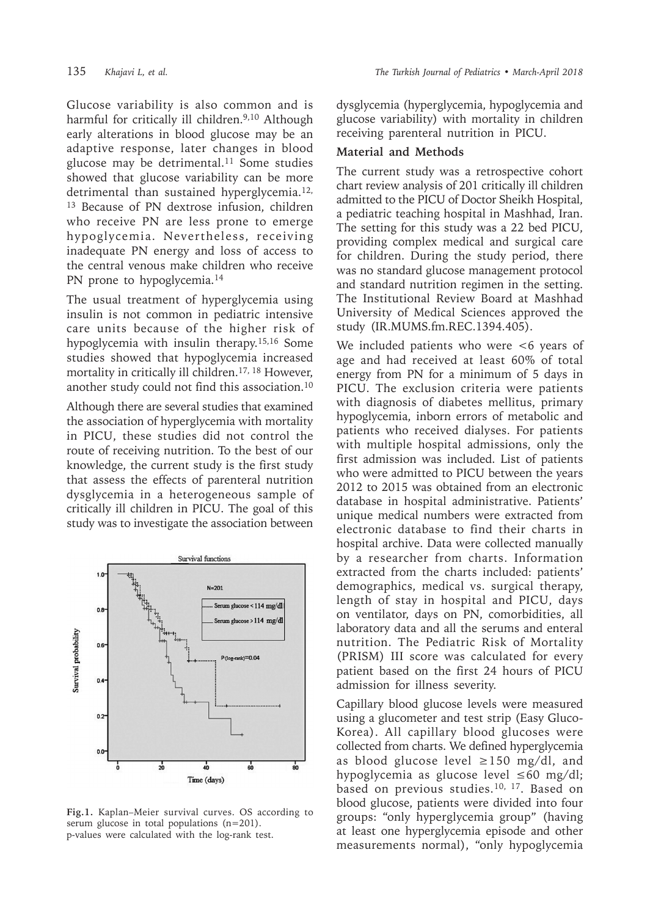Glucose variability is also common and is harmful for critically ill children.[9,10] Although early alterations in blood glucose may be an adaptive response, later changes in blood glucose may be detrimental.[11] Some studies showed that glucose variability can be more detrimental than sustained hyperglycemia.[12, 13] Because of PN dextrose infusion, children who receive PN are less prone to emerge hypoglycemia. Nevertheless, receiving inadequate PN energy and loss of access to the central venous make children who receive PN prone to hypoglycemia.[14]

The usual treatment of hyperglycemia using insulin is not common in pediatric intensive care units because of the higher risk of hypoglycemia with insulin therapy.[15,16] Some studies showed that hypoglycemia increased mortality in critically ill children.[17, 18] However, another study could not find this association.[10]

Although there are several studies that examined the association of hyperglycemia with mortality in PICU, these studies did not control the route of receiving nutrition. To the best of our knowledge, the current study is the first study that assess the effects of parenteral nutrition dysglycemia in a heterogeneous sample of critically ill children in PICU. The goal of this study was to investigate the association between dysglycemia (hyperglycemia, hypoglycemia and glucose variability) with mortality in children receiving parenteral nutrition in PICU.

**Fig.1.** Kaplan–Meier survival curves. OS according to serum glucose in total populations (n=201). p-values were calculated with the log-rank test.

## Material and Methods

The current study was a retrospective cohort chart review analysis of 201 critically ill children admitted to the PICU of Doctor Sheikh Hospital, a pediatric teaching hospital in Mashhad, Iran. The setting for this study was a 22 bed PICU, providing complex medical and surgical care for children. During the study period, there was no standard glucose management protocol and standard nutrition regimen in the setting. The Institutional Review Board at Mashhad University of Medical Sciences approved the study (IR.MUMS.fm.REC.1394.405).

We included patients who were <6 years of age and had received at least 60% of total energy from PN for a minimum of 5 days in PICU. The exclusion criteria were patients with diagnosis of diabetes mellitus, primary hypoglycemia, inborn errors of metabolic and patients who received dialyses. For patients with multiple hospital admissions, only the first admission was included. List of patients who were admitted to PICU between the years 2012 to 2015 was obtained from an electronic database in hospital administrative. Patients' unique medical numbers were extracted from electronic database to find their charts in hospital archive. Data were collected manually by a researcher from charts. Information extracted from the charts included: patients' demographics, medical vs. surgical therapy, length of stay in hospital and PICU, days on ventilator, days on PN, comorbidities, all laboratory data and all the serums and enteral nutrition. The Pediatric Risk of Mortality (PRISM) III score was calculated for every patient based on the first 24 hours of PICU admission for illness severity.

Capillary blood glucose levels were measured using a glucometer and test strip (Easy Gluco-Korea). All capillary blood glucoses were collected from charts. We defined hyperglycemia as blood glucose level ≥150 mg/dl, and hypoglycemia as glucose level ≤60 mg/dl; based on previous studies.[10, 17]. Based on blood glucose, patients were divided into four groups: "only hyperglycemia group" (having at least one hyperglycemia episode and other measurements normal), "only hypoglycemia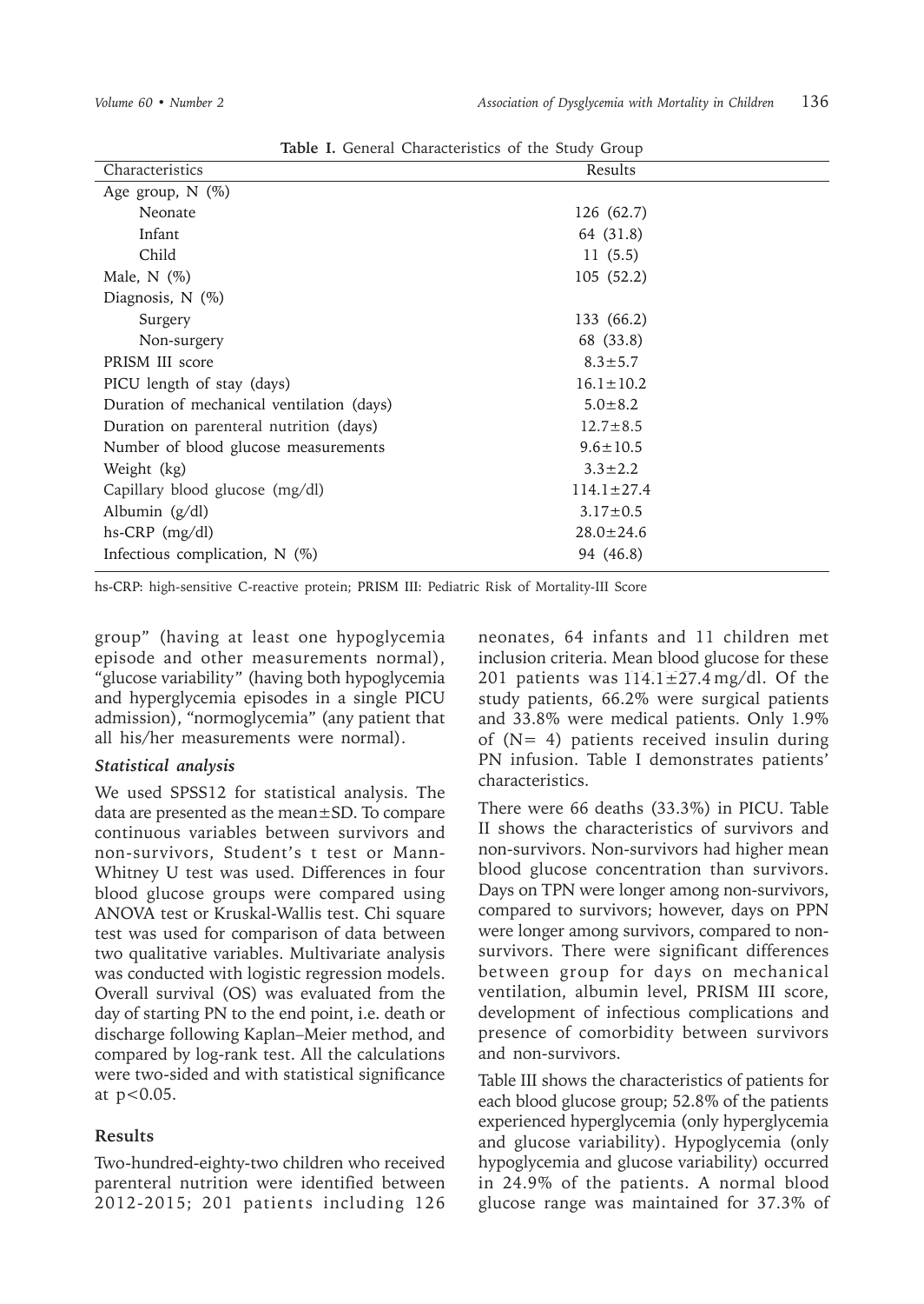**Table I.** General Characteristics of the Study Group

| Characteristics | Results |
|---|---|
| Age group, N (%) | |
| Neonate | 126 (62.7) |
| Infant | 64 (31.8) |
| Child | 11 (5.5) |
| Male, N (%) | 105 (52.2) |
| Diagnosis, N (%) | |
| Surgery | 133 (66.2) |
| Non-surgery | 68 (33.8) |
| PRISM III score | 8.3±5.7 |
| PICU length of stay (days) | 16.1±10.2 |
| Duration of mechanical ventilation (days) | 5.0±8.2 |
| Duration on parenteral nutrition (days) | 12.7±8.5 |
| Number of blood glucose measurements | 9.6±10.5 |
| Weight (kg) | 3.3±2.2 |
| Capillary blood glucose (mg/dl) | 114.1±27.4 |
| Albumin (g/dl) | 3.17±0.5 |
| hs-CRP (mg/dl) | 28.0±24.6 |
| Infectious complication, N (%) | 94 (46.8) |

hs-CRP: high-sensitive C-reactive protein; PRISM III: Pediatric Risk of Mortality-III Score

group" (having at least one hypoglycemia episode and other measurements normal), "glucose variability" (having both hypoglycemia and hyperglycemia episodes in a single PICU admission), "normoglycemia" (any patient that all his/her measurements were normal).

### *Statistical analysis*

We used SPSS12 for statistical analysis. The data are presented as the mean±SD. To compare continuous variables between survivors and non-survivors, Student's t test or Mann-Whitney U test was used. Differences in four blood glucose groups were compared using ANOVA test or Kruskal-Wallis test. Chi square test was used for comparison of data between two qualitative variables. Multivariate analysis was conducted with logistic regression models. Overall survival (OS) was evaluated from the day of starting PN to the end point, i.e. death or discharge following Kaplan–Meier method, and compared by log-rank test. All the calculations were two-sided and with statistical significance at $p<0.05$.

## Results

Two-hundred-eighty-two children who received parenteral nutrition were identified between 2012-2015; 201 patients including 126 neonates, 64 infants and 11 children met inclusion criteria. Mean blood glucose for these 201 patients was 114.1±27.4 mg/dl. Of the study patients, 66.2% were surgical patients and 33.8% were medical patients. Only 1.9% of (N= 4) patients received insulin during PN infusion. Table I demonstrates patients' characteristics.

There were 66 deaths (33.3%) in PICU. Table II shows the characteristics of survivors and non-survivors. Non-survivors had higher mean blood glucose concentration than survivors. Days on TPN were longer among non-survivors, compared to survivors; however, days on PPN were longer among survivors, compared to non-survivors. There were significant differences between group for days on mechanical ventilation, albumin level, PRISM III score, development of infectious complications and presence of comorbidity between survivors and non-survivors.

Table III shows the characteristics of patients for each blood glucose group; 52.8% of the patients experienced hyperglycemia (only hyperglycemia and glucose variability). Hypoglycemia (only hypoglycemia and glucose variability) occurred in 24.9% of the patients. A normal blood glucose range was maintained for 37.3% of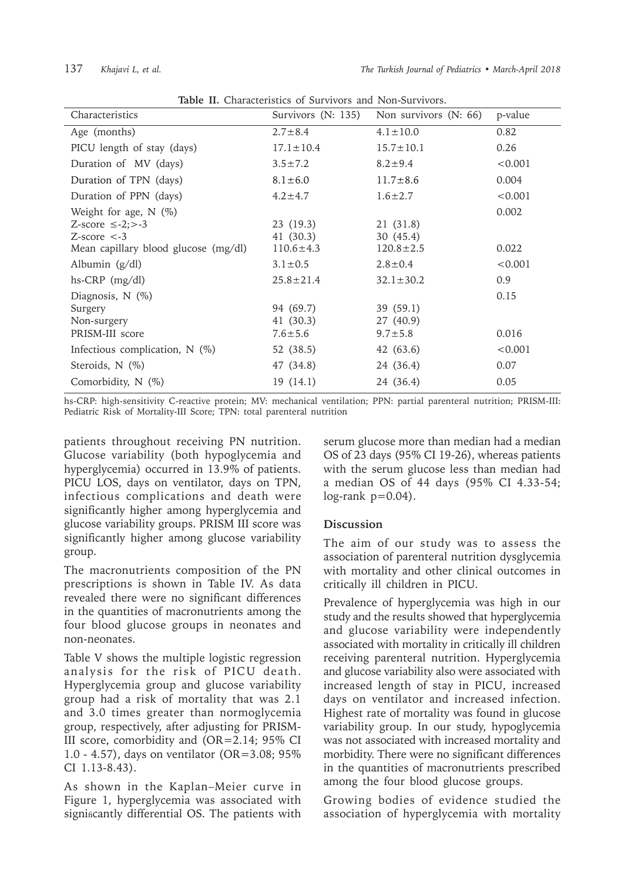**Table II.** Characteristics of Survivors and Non-Survivors.

| Characteristics | Survivors (N: 135) | Non survivors (N: 66) | p-value |
|---|---|---|---|
| Age (months) | 2.7±8.4 | 4.1±10.0 | 0.82 |
| PICU length of stay (days) | 17.1±10.4 | 15.7±10.1 | 0.26 |
| Duration of MV (days) | 3.5±7.2 | 8.2±9.4 | <0.001 |
| Duration of TPN (days) | 8.1±6.0 | 11.7±8.6 | 0.004 |
| Duration of PPN (days) | 4.2±4.7 | 1.6±2.7 | <0.001 |
| Weight for age, N (%) | | | 0.002 |
| Z-score ≤-2;>-3 | 23 (19.3) | 21 (31.8) | |
| Z-score <-3 | 41 (30.3) | 30 (45.4) | |
| Mean capillary blood glucose (mg/dl) | 110.6±4.3 | 120.8±2.5 | 0.022 |
| Albumin (g/dl) | 3.1±0.5 | 2.8±0.4 | <0.001 |
| hs-CRP (mg/dl) | 25.8±21.4 | 32.1±30.2 | 0.9 |
| Diagnosis, N (%) | | | 0.15 |
| Surgery | 94 (69.7) | 39 (59.1) | |
| Non-surgery | 41 (30.3) | 27 (40.9) | |
| PRISM-III score | 7.6±5.6 | 9.7±5.8 | 0.016 |
| Infectious complication, N (%) | 52 (38.5) | 42 (63.6) | <0.001 |
| Steroids, N (%) | 47 (34.8) | 24 (36.4) | 0.07 |
| Comorbidity, N (%) | 19 (14.1) | 24 (36.4) | 0.05 |

hs-CRP: high-sensitivity C-reactive protein; MV: mechanical ventilation; PPN: partial parenteral nutrition; PRISM-III: Pediatric Risk of Mortality-III Score; TPN: total parenteral nutrition

patients throughout receiving PN nutrition. Glucose variability (both hypoglycemia and hyperglycemia) occurred in 13.9% of patients. PICU LOS, days on ventilator, days on TPN, infectious complications and death were significantly higher among hyperglycemia and glucose variability groups. PRISM III score was significantly higher among glucose variability group.

The macronutrients composition of the PN prescriptions is shown in Table IV. As data revealed there were no significant differences in the quantities of macronutrients among the four blood glucose groups in neonates and non-neonates.

Table V shows the multiple logistic regression analysis for the risk of PICU death. Hyperglycemia group and glucose variability group had a risk of mortality that was 2.1 and 3.0 times greater than normoglycemia group, respectively, after adjusting for PRISM-III score, comorbidity and (OR=2.14; 95% CI 1.0 - 4.57), days on ventilator (OR=3.08; 95% CI 1.13-8.43).

As shown in the Kaplan–Meier curve in Figure 1, hyperglycemia was associated with significantly differential OS. The patients with serum glucose more than median had a median OS of 23 days (95% CI 19-26), whereas patients with the serum glucose less than median had a median OS of 44 days (95% CI 4.33-54; log-rank p=0.04).

## Discussion

The aim of our study was to assess the association of parenteral nutrition dysglycemia with mortality and other clinical outcomes in critically ill children in PICU.

Prevalence of hyperglycemia was high in our study and the results showed that hyperglycemia and glucose variability were independently associated with mortality in critically ill children receiving parenteral nutrition. Hyperglycemia and glucose variability also were associated with increased length of stay in PICU, increased days on ventilator and increased infection. Highest rate of mortality was found in glucose variability group. In our study, hypoglycemia was not associated with increased mortality and morbidity. There were no significant differences in the quantities of macronutrients prescribed among the four blood glucose groups.

Growing bodies of evidence studied the association of hyperglycemia with mortality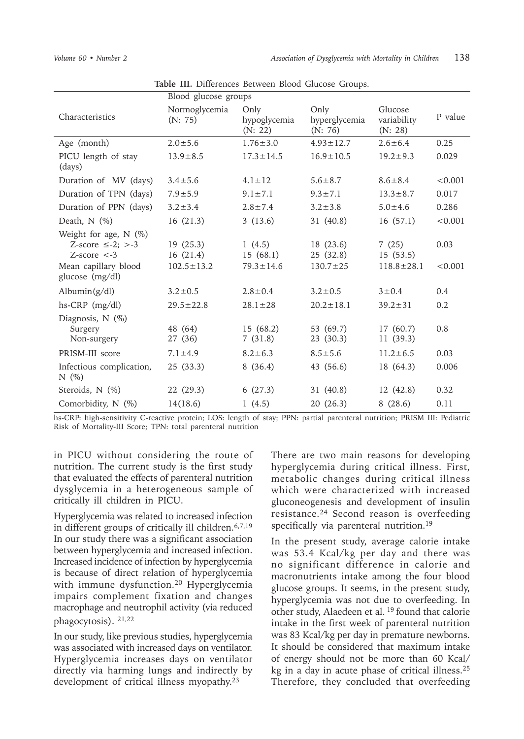**Table III.** Differences Between Blood Glucose Groups.

| Characteristics | Blood glucose groups | | | | P value |
|---|---|---|---|---|---|
| | Normoglycemia (N: 75) | Only hypoglycemia (N: 22) | Only hyperglycemia (N: 76) | Glucose variability (N: 28) | |
| Age (month) | 2.0±5.6 | 1.76±3.0 | 4.93±12.7 | 2.6±6.4 | 0.25 |
| PICU length of stay (days) | 13.9±8.5 | 17.3±14.5 | 16.9±10.5 | 19.2±9.3 | 0.029 |
| Duration of MV (days) | 3.4±5.6 | 4.1±12 | 5.6±8.7 | 8.6±8.4 | <0.001 |
| Duration of TPN (days) | 7.9±5.9 | 9.1±7.1 | 9.3±7.1 | 13.3±8.7 | 0.017 |
| Duration of PPN (days) | 3.2±3.4 | 2.8±7.4 | 3.2±3.8 | 5.0±4.6 | 0.286 |
| Death, N (%) | 16 (21.3) | 3 (13.6) | 31 (40.8) | 16 (57.1) | <0.001 |
| Weight for age, N (%) | | | | | |
| Z-score ≤-2; >-3 | 19 (25.3) | 1 (4.5) | 18 (23.6) | 7 (25) | 0.03 |
| Z-score <-3 | 16 (21.4) | 15 (68.1) | 25 (32.8) | 15 (53.5) | |
| Mean capillary blood glucose (mg/dl) | 102.5±13.2 | 79.3±14.6 | 130.7±25 | 118.8±28.1 | <0.001 |
| Albumin(g/dl) | 3.2±0.5 | 2.8±0.4 | 3.2±0.5 | 3±0.4 | 0.4 |
| hs-CRP (mg/dl) | 29.5±22.8 | 28.1±28 | 20.2±18.1 | 39.2±31 | 0.2 |
| Diagnosis, N (%) | | | | | |
| Surgery | 48 (64) | 15 (68.2) | 53 (69.7) | 17 (60.7) | 0.8 |
| Non-surgery | 27 (36) | 7 (31.8) | 23 (30.3) | 11 (39.3) | |
| PRISM-III score | 7.1±4.9 | 8.2±6.3 | 8.5±5.6 | 11.2±6.5 | 0.03 |
| Infectious complication, N (%) | 25 (33.3) | 8 (36.4) | 43 (56.6) | 18 (64.3) | 0.006 |
| Steroids, N (%) | 22 (29.3) | 6 (27.3) | 31 (40.8) | 12 (42.8) | 0.32 |
| Comorbidity, N (%) | 14(18.6) | 1 (4.5) | 20 (26.3) | 8 (28.6) | 0.11 |

hs-CRP: high-sensitivity C-reactive protein; LOS: length of stay; PPN: partial parenteral nutrition; PRISM III: Pediatric Risk of Mortality-III Score; TPN: total parenteral nutrition

in PICU without considering the route of nutrition. The current study is the first study that evaluated the effects of parenteral nutrition dysglycemia in a heterogeneous sample of critically ill children in PICU.

Hyperglycemia was related to increased infection in different groups of critically ill children.[6,7,19] In our study there was a significant association between hyperglycemia and increased infection. Increased incidence of infection by hyperglycemia is because of direct relation of hyperglycemia with immune dysfunction.[20] Hyperglycemia impairs complement fixation and changes macrophage and neutrophil activity (via reduced phagocytosis).[21,22]

In our study, like previous studies, hyperglycemia was associated with increased days on ventilator. Hyperglycemia increases days on ventilator directly via harming lungs and indirectly by development of critical illness myopathy.[23]

There are two main reasons for developing hyperglycemia during critical illness. First, metabolic changes during critical illness which were characterized with increased gluconeogenesis and development of insulin resistance.[24] Second reason is overfeeding specifically via parenteral nutrition.[19]

In the present study, average calorie intake was 53.4 Kcal/kg per day and there was no significant difference in calorie and macronutrients intake among the four blood glucose groups. It seems, in the present study, hyperglycemia was not due to overfeeding. In other study, Alaedeen et al.[19] found that calorie intake in the first week of parenteral nutrition was 83 Kcal/kg per day in premature newborns. It should be considered that maximum intake of energy should not be more than 60 Kcal/kg in a day in acute phase of critical illness.[25] Therefore, they concluded that overfeeding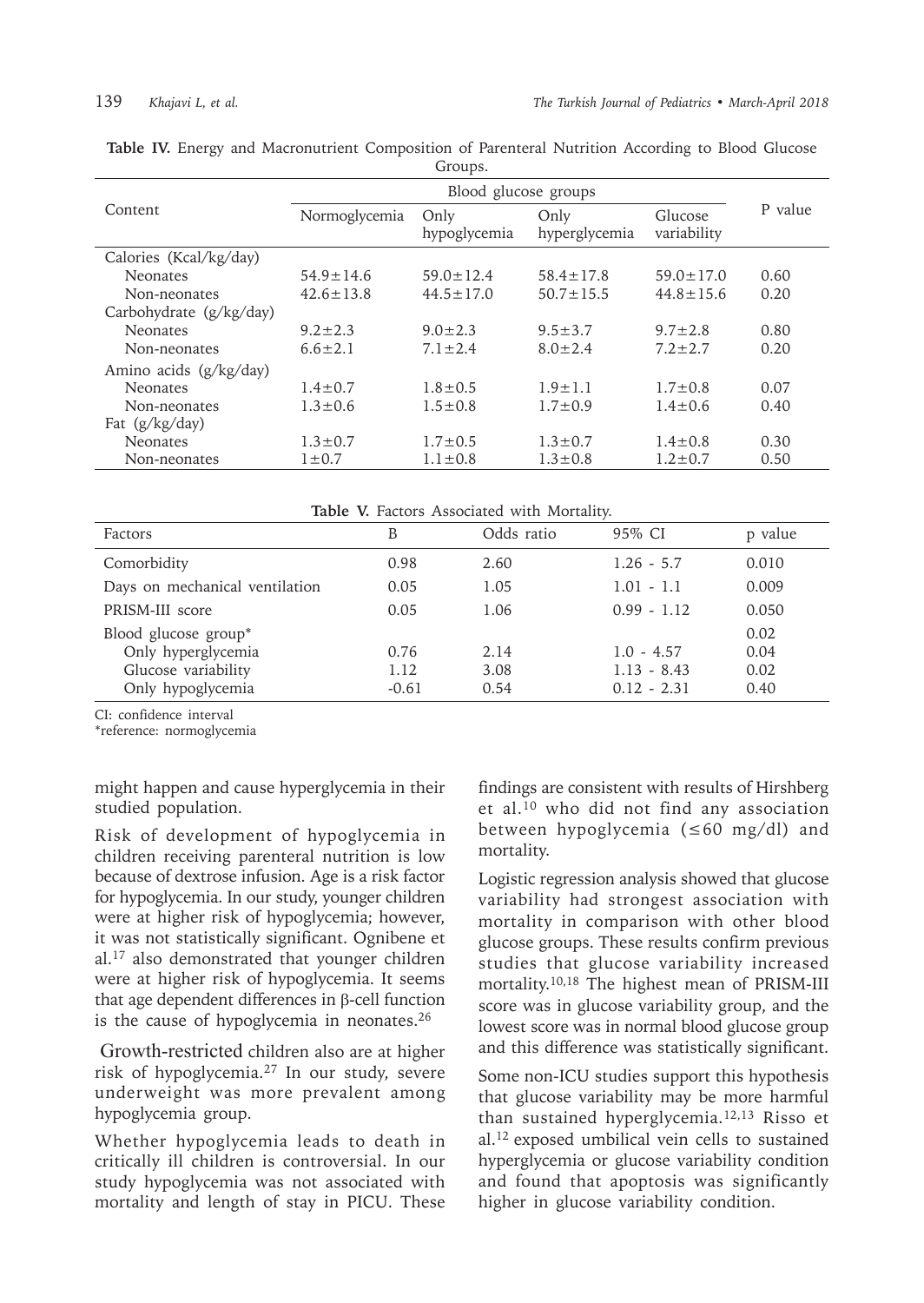**Table IV.** Energy and Macronutrient Composition of Parenteral Nutrition According to Blood Glucose Groups.

| Content | Blood glucose groups | | | | P value |
|---|---|---|---|---|---|
| | Normoglycemia | Only hypoglycemia | Only hyperglycemia | Glucose variability | |
| Calories (Kcal/kg/day) | | | | | |
| Neonates | 54.9±14.6 | 59.0±12.4 | 58.4±17.8 | 59.0±17.0 | 0.60 |
| Non-neonates | 42.6±13.8 | 44.5±17.0 | 50.7±15.5 | 44.8±15.6 | 0.20 |
| Carbohydrate (g/kg/day) | | | | | |
| Neonates | 9.2±2.3 | 9.0±2.3 | 9.5±3.7 | 9.7±2.8 | 0.80 |
| Non-neonates | 6.6±2.1 | 7.1±2.4 | 8.0±2.4 | 7.2±2.7 | 0.20 |
| Amino acids (g/kg/day) | | | | | |
| Neonates | 1.4±0.7 | 1.8±0.5 | 1.9±1.1 | 1.7±0.8 | 0.07 |
| Non-neonates | 1.3±0.6 | 1.5±0.8 | 1.7±0.9 | 1.4±0.6 | 0.40 |
| Fat (g/kg/day) | | | | | |
| Neonates | 1.3±0.7 | 1.7±0.5 | 1.3±0.7 | 1.4±0.8 | 0.30 |
| Non-neonates | 1±0.7 | 1.1±0.8 | 1.3±0.8 | 1.2±0.7 | 0.50 |

**Table V.** Factors Associated with Mortality.

| Factors | B | Odds ratio | 95% CI | p value |
|---|---|---|---|---|
| Comorbidity | 0.98 | 2.60 | 1.26 - 5.7 | 0.010 |
| Days on mechanical ventilation | 0.05 | 1.05 | 1.01 - 1.1 | 0.009 |
| PRISM-III score | 0.05 | 1.06 | 0.99 - 1.12 | 0.050 |
| Blood glucose group* | | | | 0.02 |
| Only hyperglycemia | 0.76 | 2.14 | 1.0 - 4.57 | 0.04 |
| Glucose variability | 1.12 | 3.08 | 1.13 - 8.43 | 0.02 |
| Only hypoglycemia | -0.61 | 0.54 | 0.12 - 2.31 | 0.40 |

CI: confidence interval

*reference: normoglycemia

might happen and cause hyperglycemia in their studied population.

Risk of development of hypoglycemia in children receiving parenteral nutrition is low because of dextrose infusion. Age is a risk factor for hypoglycemia. In our study, younger children were at higher risk of hypoglycemia; however, it was not statistically significant. Ognibene et al.[17] also demonstrated that younger children were at higher risk of hypoglycemia. It seems that age dependent differences in β-cell function is the cause of hypoglycemia in neonates.[26]

Growth-restricted children also are at higher risk of hypoglycemia.[27] In our study, severe underweight was more prevalent among hypoglycemia group.

Whether hypoglycemia leads to death in critically ill children is controversial. In our study hypoglycemia was not associated with mortality and length of stay in PICU. These findings are consistent with results of Hirshberg et al.[10] who did not find any association between hypoglycemia ($\leq$60 mg/dl) and mortality.

Logistic regression analysis showed that glucose variability had strongest association with mortality in comparison with other blood glucose groups. These results confirm previous studies that glucose variability increased mortality.[10,18] The highest mean of PRISM-III score was in glucose variability group, and the lowest score was in normal blood glucose group and this difference was statistically significant.

Some non-ICU studies support this hypothesis that glucose variability may be more harmful than sustained hyperglycemia.[12,13] Risso et al.[12] exposed umbilical vein cells to sustained hyperglycemia or glucose variability condition and found that apoptosis was significantly higher in glucose variability condition.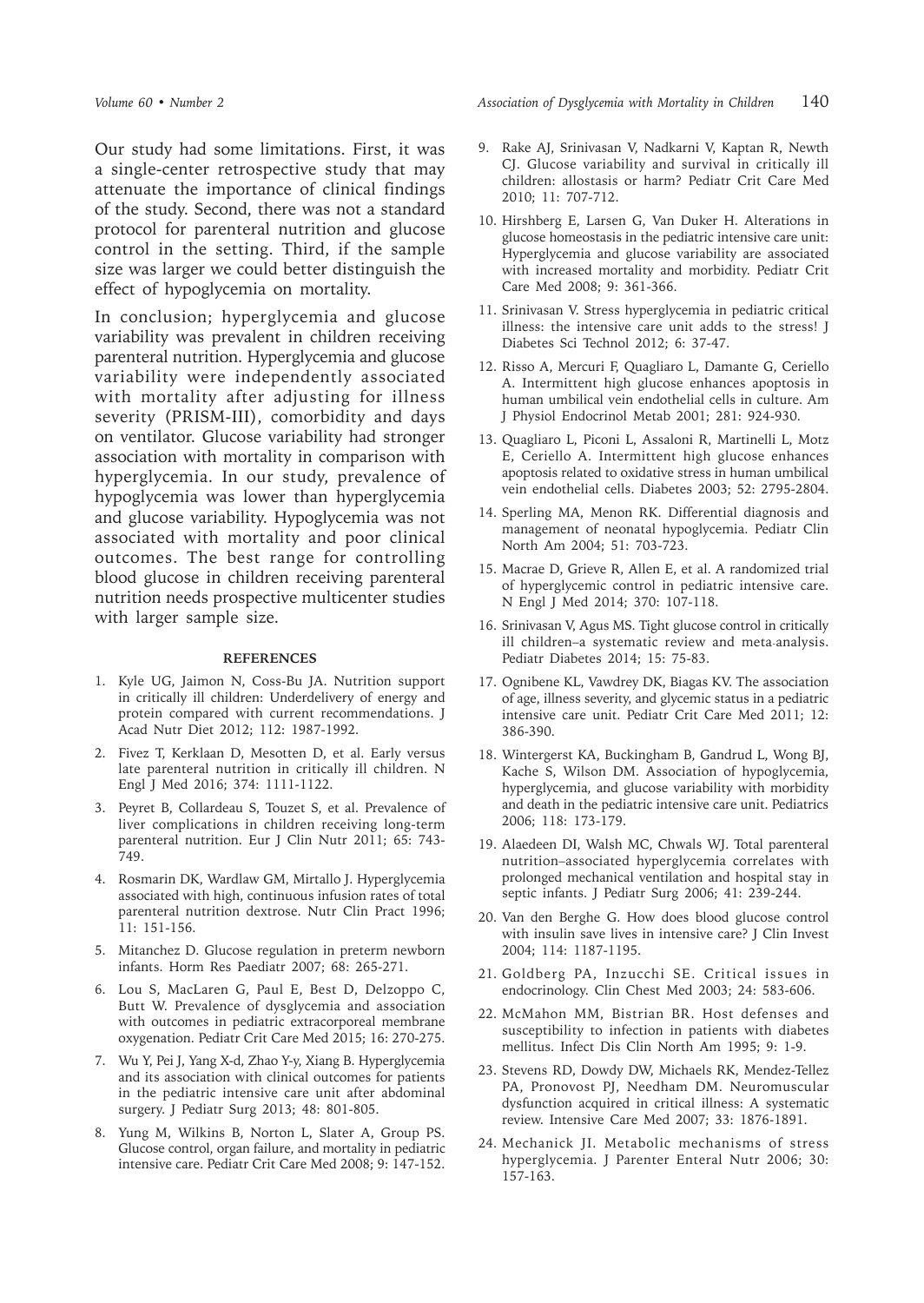Our study had some limitations. First, it was a single-center retrospective study that may attenuate the importance of clinical findings of the study. Second, there was not a standard protocol for parenteral nutrition and glucose control in the setting. Third, if the sample size was larger we could better distinguish the effect of hypoglycemia on mortality.

In conclusion; hyperglycemia and glucose variability was prevalent in children receiving parenteral nutrition. Hyperglycemia and glucose variability were independently associated with mortality after adjusting for illness severity (PRISM-III), comorbidity and days on ventilator. Glucose variability had stronger association with mortality in comparison with hyperglycemia. In our study, prevalence of hypoglycemia was lower than hyperglycemia and glucose variability. Hypoglycemia was not associated with mortality and poor clinical outcomes. The best range for controlling blood glucose in children receiving parenteral nutrition needs prospective multicenter studies with larger sample size.

## REFERENCES

1. Kyle UG, Jaimon N, Coss-Bu JA. Nutrition support in critically ill children: Underdelivery of energy and protein compared with current recommendations. J Acad Nutr Diet 2012; 112: 1987-1992.
2. Fivez T, Kerklaan D, Mesotten D, et al. Early versus late parenteral nutrition in critically ill children. N Engl J Med 2016; 374: 1111-1122.
3. Peyret B, Collardeau S, Touzet S, et al. Prevalence of liver complications in children receiving long-term parenteral nutrition. Eur J Clin Nutr 2011; 65: 743-749.
4. Rosmarin DK, Wardlaw GM, Mirtallo J. Hyperglycemia associated with high, continuous infusion rates of total parenteral nutrition dextrose. Nutr Clin Pract 1996; 11: 151-156.
5. Mitanchez D. Glucose regulation in preterm newborn infants. Horm Res Paediatr 2007; 68: 265-271.
6. Lou S, MacLaren G, Paul E, Best D, Delzoppo C, Butt W. Prevalence of dysglycemia and association with outcomes in pediatric extracorporeal membrane oxygenation. Pediatr Crit Care Med 2015; 16: 270-275.
7. Wu Y, Pei J, Yang X-d, Zhao Y-y, Xiang B. Hyperglycemia and its association with clinical outcomes for patients in the pediatric intensive care unit after abdominal surgery. J Pediatr Surg 2013; 48: 801-805.
8. Yung M, Wilkins B, Norton L, Slater A, Group PS. Glucose control, organ failure, and mortality in pediatric intensive care. Pediatr Crit Care Med 2008; 9: 147-152.
9. Rake AJ, Srinivasan V, Nadkarni V, Kaptan R, Newth CJ. Glucose variability and survival in critically ill children: allostasis or harm? Pediatr Crit Care Med 2010; 11: 707-712.
10. Hirshberg E, Larsen G, Van Duker H. Alterations in glucose homeostasis in the pediatric intensive care unit: Hyperglycemia and glucose variability are associated with increased mortality and morbidity. Pediatr Crit Care Med 2008; 9: 361-366.
11. Srinivasan V. Stress hyperglycemia in pediatric critical illness: the intensive care unit adds to the stress! J Diabetes Sci Technol 2012; 6: 37-47.
12. Risso A, Mercuri F, Quagliaro L, Damante G, Ceriello A. Intermittent high glucose enhances apoptosis in human umbilical vein endothelial cells in culture. Am J Physiol Endocrinol Metab 2001; 281: 924-930.
13. Quagliaro L, Piconi L, Assaloni R, Martinelli L, Motz E, Ceriello A. Intermittent high glucose enhances apoptosis related to oxidative stress in human umbilical vein endothelial cells. Diabetes 2003; 52: 2795-2804.
14. Sperling MA, Menon RK. Differential diagnosis and management of neonatal hypoglycemia. Pediatr Clin North Am 2004; 51: 703-723.
15. Macrae D, Grieve R, Allen E, et al. A randomized trial of hyperglycemic control in pediatric intensive care. N Engl J Med 2014; 370: 107-118.
16. Srinivasan V, Agus MS. Tight glucose control in critically ill children–a systematic review and meta-analysis. Pediatr Diabetes 2014; 15: 75-83.
17. Ognibene KL, Vawdrey DK, Biagas KV. The association of age, illness severity, and glycemic status in a pediatric intensive care unit. Pediatr Crit Care Med 2011; 12: 386-390.
18. Wintergerst KA, Buckingham B, Gandrud L, Wong BJ, Kache S, Wilson DM. Association of hypoglycemia, hyperglycemia, and glucose variability with morbidity and death in the pediatric intensive care unit. Pediatrics 2006; 118: 173-179.
19. Alaedeen DI, Walsh MC, Chwals WJ. Total parenteral nutrition–associated hyperglycemia correlates with prolonged mechanical ventilation and hospital stay in septic infants. J Pediatr Surg 2006; 41: 239-244.
20. Van den Berghe G. How does blood glucose control with insulin save lives in intensive care? J Clin Invest 2004; 114: 1187-1195.
21. Goldberg PA, Inzucchi SE. Critical issues in endocrinology. Clin Chest Med 2003; 24: 583-606.
22. McMahon MM, Bistrian BR. Host defenses and susceptibility to infection in patients with diabetes mellitus. Infect Dis Clin North Am 1995; 9: 1-9.
23. Stevens RD, Dowdy DW, Michaels RK, Mendez-Tellez PA, Pronovost PJ, Needham DM. Neuromuscular dysfunction acquired in critical illness: A systematic review. Intensive Care Med 2007; 33: 1876-1891.
24. Mechanick JI. Metabolic mechanisms of stress hyperglycemia. J Parenter Enteral Nutr 2006; 30: 157-163.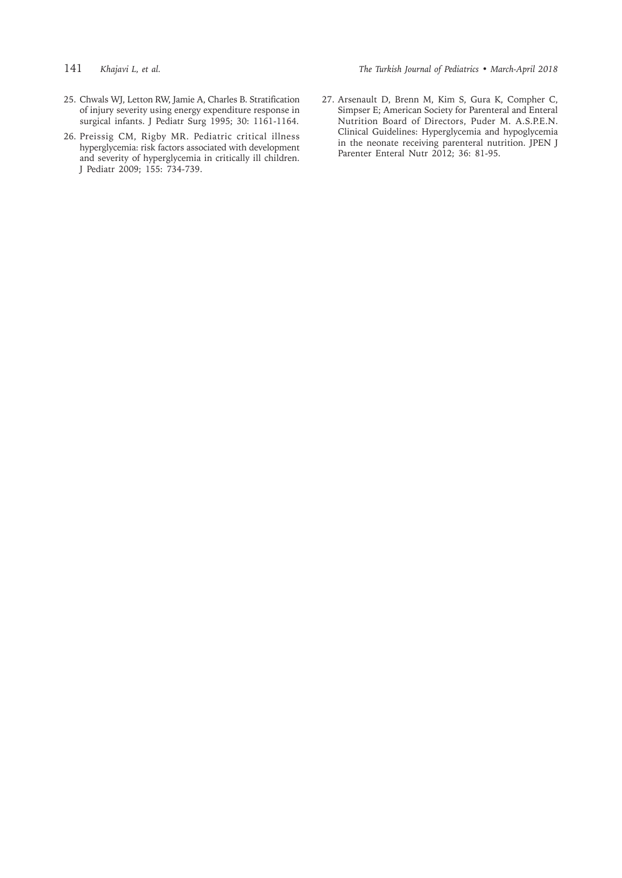25. Chwals WJ, Letton RW, Jamie A, Charles B. Stratification of injury severity using energy expenditure response in surgical infants. J Pediatr Surg 1995; 30: 1161-1164.
26. Preissig CM, Rigby MR. Pediatric critical illness hyperglycemia: risk factors associated with development and severity of hyperglycemia in critically ill children. J Pediatr 2009; 155: 734-739.
27. Arsenault D, Brenn M, Kim S, Gura K, Compher C, Simpser E; American Society for Parenteral and Enteral Nutrition Board of Directors, Puder M. A.S.P.E.N. Clinical Guidelines: Hyperglycemia and hypoglycemia in the neonate receiving parenteral nutrition. JPEN J Parenter Enteral Nutr 2012; 36: 81-95.